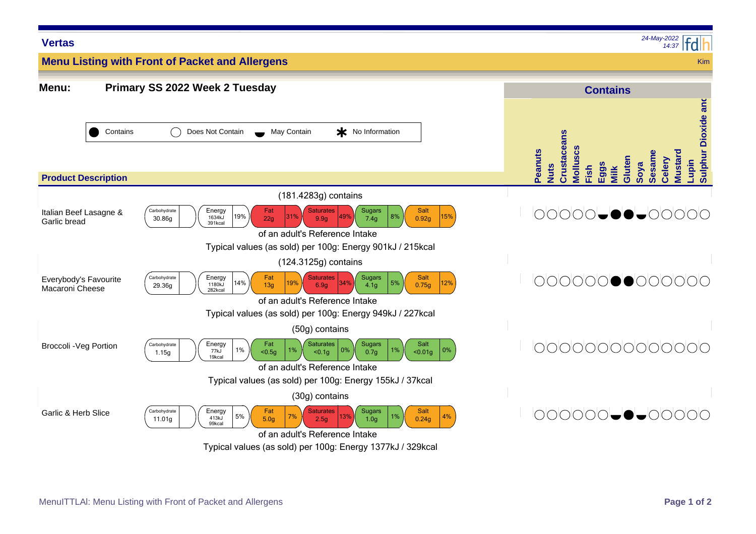**Vertas**

*24-May-2022 14:37*

## Menu Listing with Front of Packet and Allergens

Kim

**Menu:** **Primary SS 2022 Week 2 Tuesday**

Key: ● Contains | ○ Does Not Contain | ◒ May Contain | ✱ No Information

### Product Description

**Italian Beef Lasagne & Garlic bread**

(181.4283g) contains

| Carbohydrate | Energy | Fat | Saturates | Sugars | Salt |
|---|---|---|---|---|---|
| 30.86g | 1634kJ 391kcal (19%) | 22g (31%) | 9.9g (49%) | 7.4g (8%) | 0.92g (15%) |

of an adult's Reference Intake

Typical values (as sold) per 100g: Energy 901kJ / 215kcal

**Everybody's Favourite Macaroni Cheese**

(124.3125g) contains

| Carbohydrate | Energy | Fat | Saturates | Sugars | Salt |
|---|---|---|---|---|---|
| 29.36g | 1180kJ 282kcal (14%) | 13g (19%) | 6.9g (34%) | 4.1g (5%) | 0.75g (12%) |

of an adult's Reference Intake

Typical values (as sold) per 100g: Energy 949kJ / 227kcal

**Broccoli -Veg Portion**

(50g) contains

| Carbohydrate | Energy | Fat | Saturates | Sugars | Salt |
|---|---|---|---|---|---|
| 1.15g | 77kJ 19kcal (1%) | <0.5g (1%) | <0.1g (0%) | 0.7g (1%) | <0.01g (0%) |

of an adult's Reference Intake

Typical values (as sold) per 100g: Energy 155kJ / 37kcal

**Garlic & Herb Slice**

(30g) contains

| Carbohydrate | Energy | Fat | Saturates | Sugars | Salt |
|---|---|---|---|---|---|
| 11.01g | 413kJ 99kcal (5%) | 5.0g (7%) | 2.5g (13%) | 1.0g (1%) | 0.24g (4%) |

of an adult's Reference Intake

Typical values (as sold) per 100g: Energy 1377kJ / 329kcal

### Contains

| Product | Peanuts | Nuts | Crustaceans | Molluscs | Fish | Eggs | Milk | Gluten | Soya | Sesame | Celery | Mustard | Lupin | Sulphur Dioxide and |
|---|---|---|---|---|---|---|---|---|---|---|---|---|---|---|
| Italian Beef Lasagne & Garlic bread | ○ | ○ | ○ | ○ | ○ | ◒ | ● | ● | ◒ | ○ | ○ | ○ | ○ | ○ |
| Everybody's Favourite Macaroni Cheese | ○ | ○ | ○ | ○ | ○ | ○ | ● | ● | ○ | ○ | ○ | ○ | ○ | ○ |
| Broccoli -Veg Portion | ○ | ○ | ○ | ○ | ○ | ○ | ○ | ○ | ○ | ○ | ○ | ○ | ○ | ○ |
| Garlic & Herb Slice | ○ | ○ | ○ | ○ | ○ | ○ | ◒ | ● | ◒ | ○ | ○ | ○ | ○ | ○ |

MenuITTLAl: Menu Listing with Front of Packet and Allergens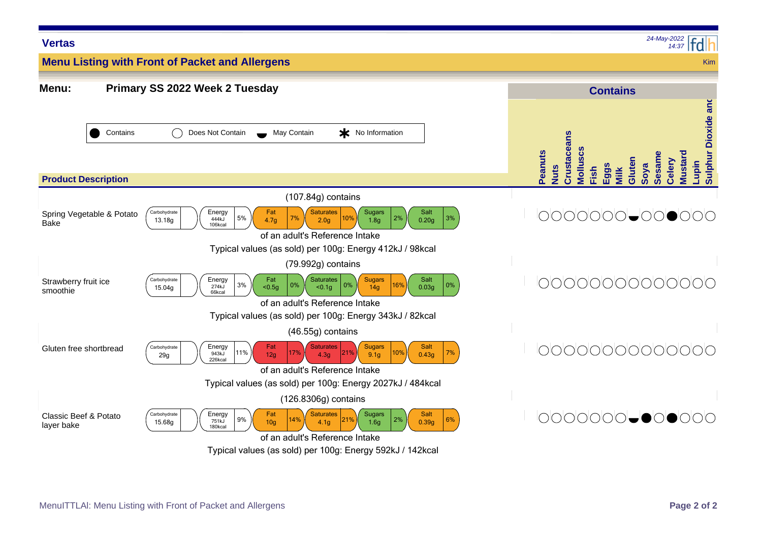**Vertas**

*24-May-2022 14:37*

## Menu Listing with Front of Packet and Allergens

Kim

**Menu:** **Primary SS 2022 Week 2 Tuesday**

Legend: ● Contains ○ Does Not Contain ◒ May Contain * No Information

| Product Description | Nutrition | Peanuts | Nuts | Crustaceans | Molluscs | Fish | Eggs | Milk | Gluten | Soya | Sesame | Celery | Mustard | Lupin | Sulphur Dioxide and |
|---|---|---|---|---|---|---|---|---|---|---|---|---|---|---|---|
| Spring Vegetable & Potato Bake | (107.84g) contains: Carbohydrate 13.18g; Energy 444kJ 106kcal 5%; Fat 4.7g 7%; Saturates 2.0g 10%; Sugars 1.8g 2%; Salt 0.20g 3% of an adult's Reference Intake. Typical values (as sold) per 100g: Energy 412kJ / 98kcal | ○ | ○ | ○ | ○ | ○ | ○ | ○ | ◒ | ○ | ○ | ● | ○ | ○ | ○ |
| Strawberry fruit ice smoothie | (79.992g) contains: Carbohydrate 15.04g; Energy 274kJ 66kcal 3%; Fat <0.5g 0%; Saturates <0.1g 0%; Sugars 14g 16%; Salt 0.03g 0% of an adult's Reference Intake. Typical values (as sold) per 100g: Energy 343kJ / 82kcal | ○ | ○ | ○ | ○ | ○ | ○ | ○ | ○ | ○ | ○ | ○ | ○ | ○ | ○ |
| Gluten free shortbread | (46.55g) contains: Carbohydrate 29g; Energy 943kJ 226kcal 11%; Fat 12g 17%; Saturates 4.3g 21%; Sugars 9.1g 10%; Salt 0.43g 7% of an adult's Reference Intake. Typical values (as sold) per 100g: Energy 2027kJ / 484kcal | ○ | ○ | ○ | ○ | ○ | ○ | ○ | ○ | ○ | ○ | ○ | ○ | ○ | ○ |
| Classic Beef & Potato layer bake | (126.8306g) contains: Carbohydrate 15.68g; Energy 751kJ 180kcal 9%; Fat 10g 14%; Saturates 4.1g 21%; Sugars 1.6g 2%; Salt 0.39g 6% of an adult's Reference Intake. Typical values (as sold) per 100g: Energy 592kJ / 142kcal | ○ | ○ | ○ | ○ | ○ | ○ | ○ | ◒ | ● | ○ | ● | ○ | ○ | ○ |

MenuITTLAl: Menu Listing with Front of Packet and Allergens